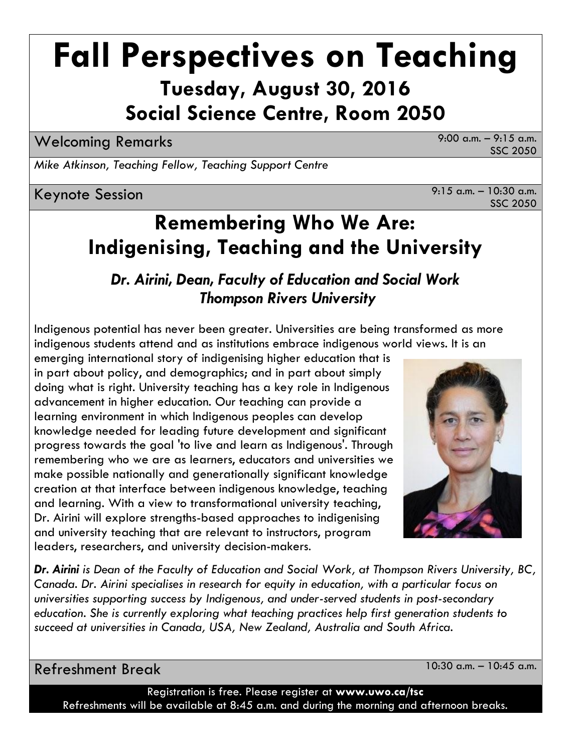# Fall Perspectives on Teaching

## Tuesday, August 30, 2016

## Social Science Centre, Room 2050

### Welcoming Remarks

9:00 a.m. – 9:15 a.m.
SSC 2050

*Mike Atkinson, Teaching Fellow, Teaching Support Centre*

### Keynote Session

9:15 a.m. – 10:30 a.m.
SSC 2050

## Remembering Who We Are: Indigenising, Teaching and the University

***Dr. Airini, Dean, Faculty of Education and Social Work***
***Thompson Rivers University***

Indigenous potential has never been greater. Universities are being transformed as more indigenous students attend and as institutions embrace indigenous world views. It is an emerging international story of indigenising higher education that is in part about policy, and demographics; and in part about simply doing what is right. University teaching has a key role in Indigenous advancement in higher education. Our teaching can provide a learning environment in which Indigenous peoples can develop knowledge needed for leading future development and significant progress towards the goal 'to live and learn as Indigenous'. Through remembering who we are as learners, educators and universities we make possible nationally and generationally significant knowledge creation at that interface between indigenous knowledge, teaching and learning. With a view to transformational university teaching, Dr. Airini will explore strengths-based approaches to indigenising and university teaching that are relevant to instructors, program leaders, researchers, and university decision-makers.

***Dr. Airini** is Dean of the Faculty of Education and Social Work, at Thompson Rivers University, BC, Canada. Dr. Airini specialises in research for equity in education, with a particular focus on universities supporting success by Indigenous, and under-served students in post-secondary education. She is currently exploring what teaching practices help first generation students to succeed at universities in Canada, USA, New Zealand, Australia and South Africa.*

### Refreshment Break

10:30 a.m. – 10:45 a.m.

Registration is free. Please register at **www.uwo.ca/tsc**
Refreshments will be available at 8:45 a.m. and during the morning and afternoon breaks.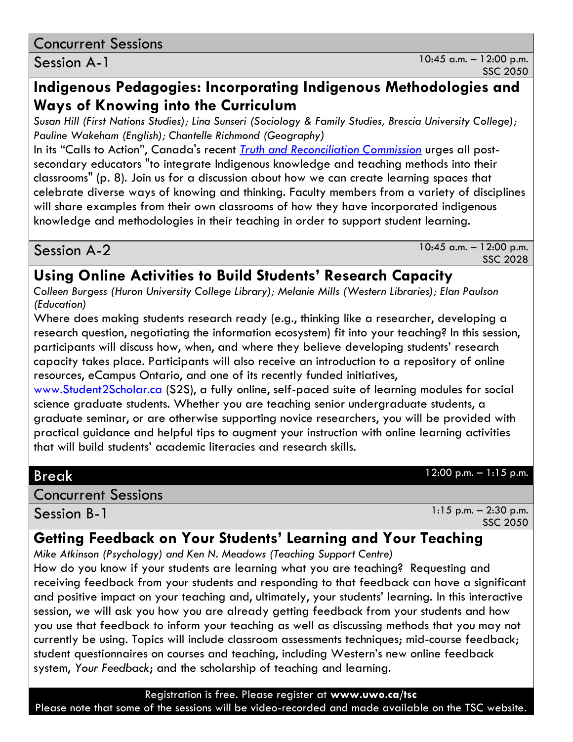## Concurrent Sessions

### Session A-1

10:45 a.m. – 12:00 p.m.
SSC 2050

#### Indigenous Pedagogies: Incorporating Indigenous Methodologies and Ways of Knowing into the Curriculum

*Susan Hill (First Nations Studies); Lina Sunseri (Sociology & Family Studies, Brescia University College); Pauline Wakeham (English); Chantelle Richmond (Geography)*

In its "Calls to Action", Canada's recent *Truth and Reconciliation Commission* urges all post-secondary educators "to integrate Indigenous knowledge and teaching methods into their classrooms" (p. 8). Join us for a discussion about how we can create learning spaces that celebrate diverse ways of knowing and thinking. Faculty members from a variety of disciplines will share examples from their own classrooms of how they have incorporated indigenous knowledge and methodologies in their teaching in order to support student learning.

### Session A-2

10:45 a.m. – 12:00 p.m.
SSC 2028

#### Using Online Activities to Build Students' Research Capacity

*Colleen Burgess (Huron University College Library); Melanie Mills (Western Libraries); Elan Paulson (Education)*

Where does making students research ready (e.g., thinking like a researcher, developing a research question, negotiating the information ecosystem) fit into your teaching? In this session, participants will discuss how, when, and where they believe developing students' research capacity takes place. Participants will also receive an introduction to a repository of online resources, eCampus Ontario, and one of its recently funded initiatives, www.Student2Scholar.ca (S2S), a fully online, self-paced suite of learning modules for social science graduate students. Whether you are teaching senior undergraduate students, a graduate seminar, or are otherwise supporting novice researchers, you will be provided with practical guidance and helpful tips to augment your instruction with online learning activities that will build students' academic literacies and research skills.

## Break

12:00 p.m. – 1:15 p.m.

## Concurrent Sessions

### Session B-1

1:15 p.m. – 2:30 p.m.
SSC 2050

#### Getting Feedback on Your Students' Learning and Your Teaching

*Mike Atkinson (Psychology) and Ken N. Meadows (Teaching Support Centre)*

How do you know if your students are learning what you are teaching? Requesting and receiving feedback from your students and responding to that feedback can have a significant and positive impact on your teaching and, ultimately, your students' learning. In this interactive session, we will ask you how you are already getting feedback from your students and how you use that feedback to inform your teaching as well as discussing methods that you may not currently be using. Topics will include classroom assessments techniques; mid-course feedback; student questionnaires on courses and teaching, including Western's new online feedback system, *Your Feedback*; and the scholarship of teaching and learning.

Registration is free. Please register at **www.uwo.ca/tsc**
Please note that some of the sessions will be video-recorded and made available on the TSC website.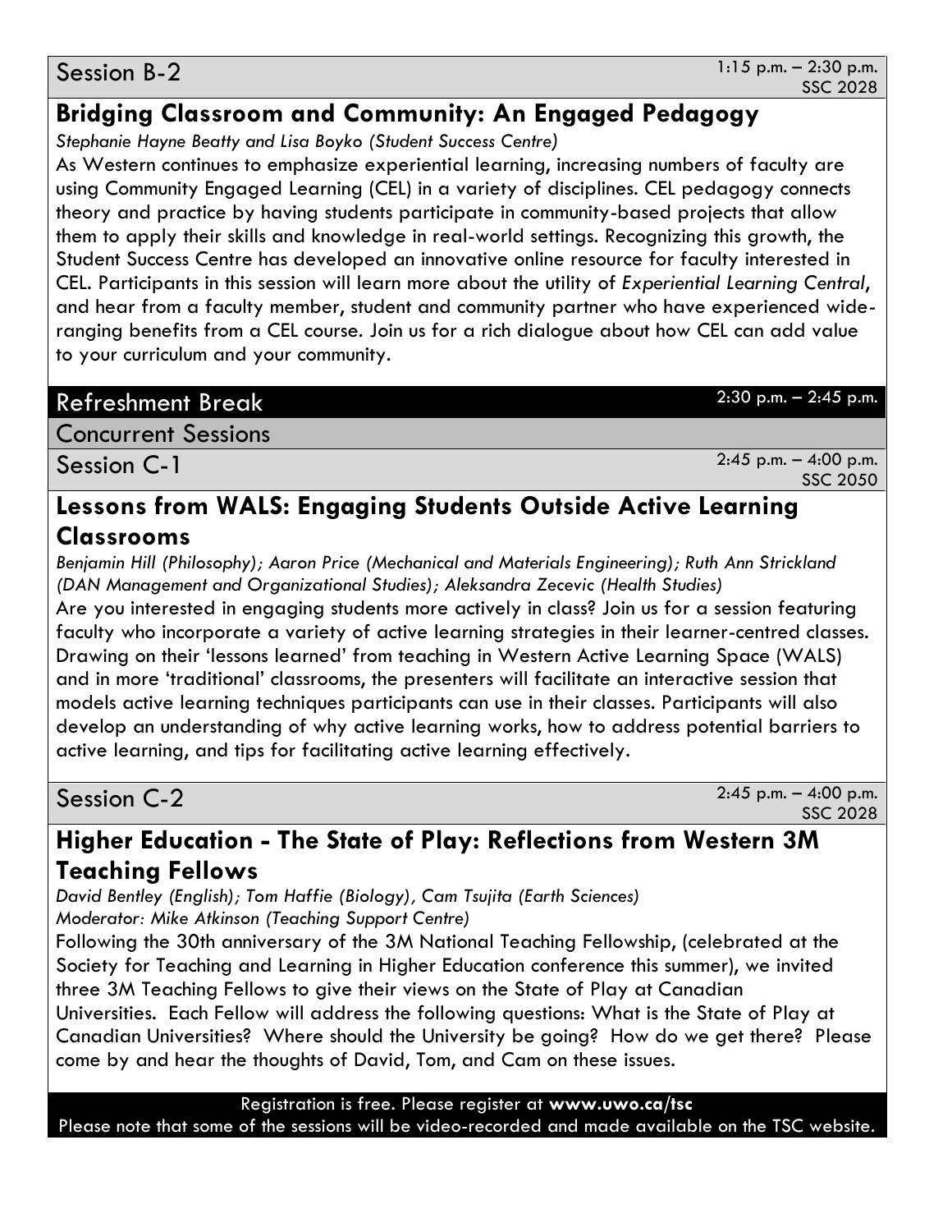## Session B-2

1:15 p.m. – 2:30 p.m.
SSC 2028

### Bridging Classroom and Community: An Engaged Pedagogy

*Stephanie Hayne Beatty and Lisa Boyko (Student Success Centre)*

As Western continues to emphasize experiential learning, increasing numbers of faculty are using Community Engaged Learning (CEL) in a variety of disciplines. CEL pedagogy connects theory and practice by having students participate in community-based projects that allow them to apply their skills and knowledge in real-world settings. Recognizing this growth, the Student Success Centre has developed an innovative online resource for faculty interested in CEL. Participants in this session will learn more about the utility of *Experiential Learning Central*, and hear from a faculty member, student and community partner who have experienced wide-ranging benefits from a CEL course. Join us for a rich dialogue about how CEL can add value to your curriculum and your community.

## Refreshment Break

2:30 p.m. – 2:45 p.m.

## Concurrent Sessions

## Session C-1

2:45 p.m. – 4:00 p.m.
SSC 2050

### Lessons from WALS: Engaging Students Outside Active Learning Classrooms

*Benjamin Hill (Philosophy); Aaron Price (Mechanical and Materials Engineering); Ruth Ann Strickland (DAN Management and Organizational Studies); Aleksandra Zecevic (Health Studies)*

Are you interested in engaging students more actively in class? Join us for a session featuring faculty who incorporate a variety of active learning strategies in their learner-centred classes. Drawing on their 'lessons learned' from teaching in Western Active Learning Space (WALS) and in more 'traditional' classrooms, the presenters will facilitate an interactive session that models active learning techniques participants can use in their classes. Participants will also develop an understanding of why active learning works, how to address potential barriers to active learning, and tips for facilitating active learning effectively.

## Session C-2

2:45 p.m. – 4:00 p.m.
SSC 2028

### Higher Education - The State of Play: Reflections from Western 3M Teaching Fellows

*David Bentley (English); Tom Haffie (Biology), Cam Tsujita (Earth Sciences)*
*Moderator: Mike Atkinson (Teaching Support Centre)*

Following the 30th anniversary of the 3M National Teaching Fellowship, (celebrated at the Society for Teaching and Learning in Higher Education conference this summer), we invited three 3M Teaching Fellows to give their views on the State of Play at Canadian Universities. Each Fellow will address the following questions: What is the State of Play at Canadian Universities? Where should the University be going? How do we get there? Please come by and hear the thoughts of David, Tom, and Cam on these issues.

Registration is free. Please register at **www.uwo.ca/tsc**
Please note that some of the sessions will be video-recorded and made available on the TSC website.